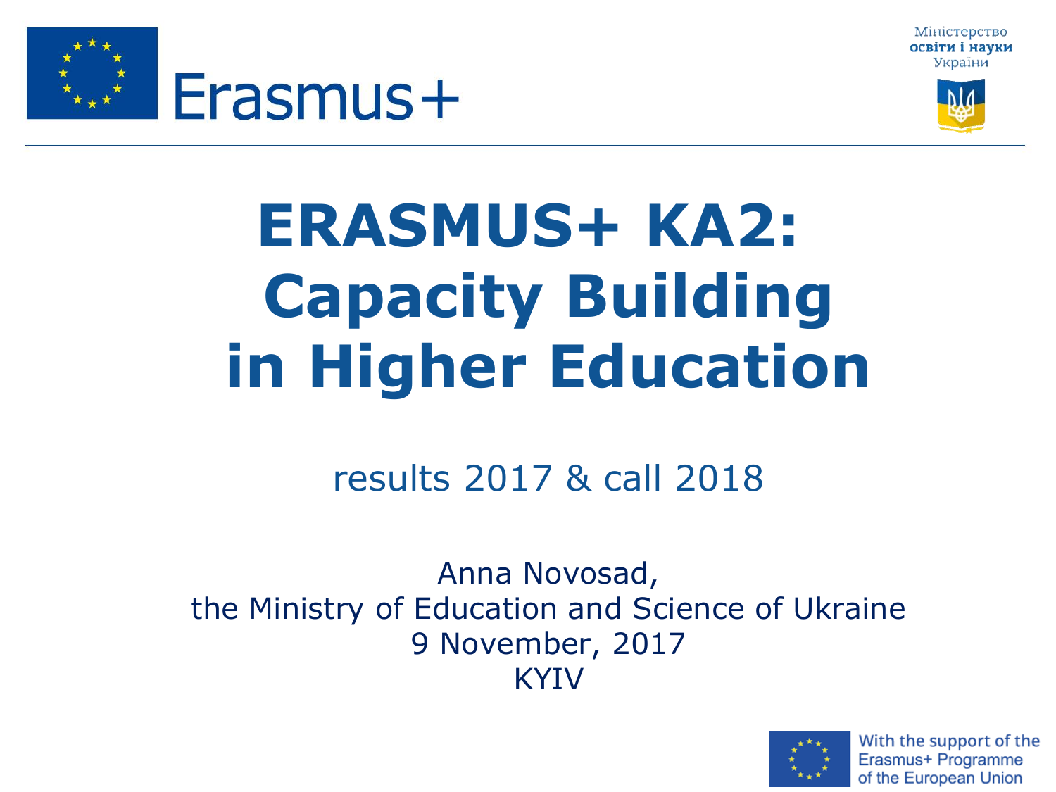Erasmus+

Міністерство
освіти і науки
України

# ERASMUS+ KA2: Capacity Building in Higher Education

results 2017 & call 2018

Anna Novosad,
the Ministry of Education and Science of Ukraine
9 November, 2017
KYIV

With the support of the Erasmus+ Programme of the European Union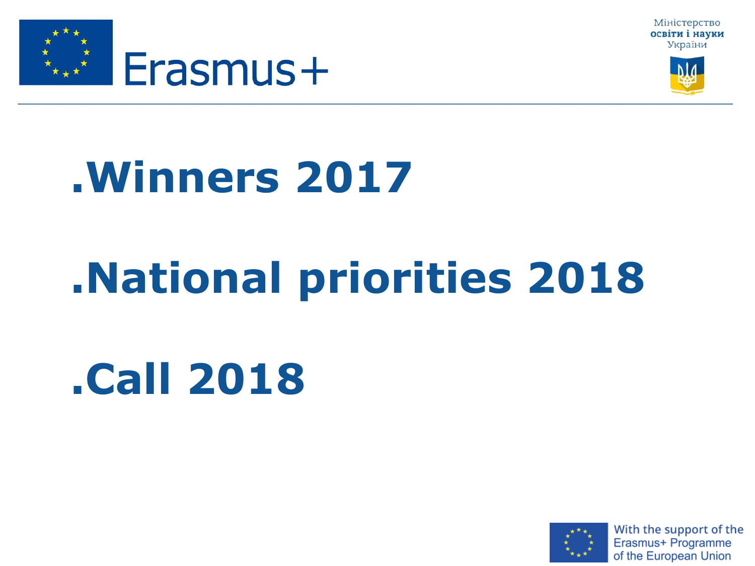Міністерство освіти і науки України

- Winners 2017
- National priorities 2018
- Call 2018

With the support of the Erasmus+ Programme of the European Union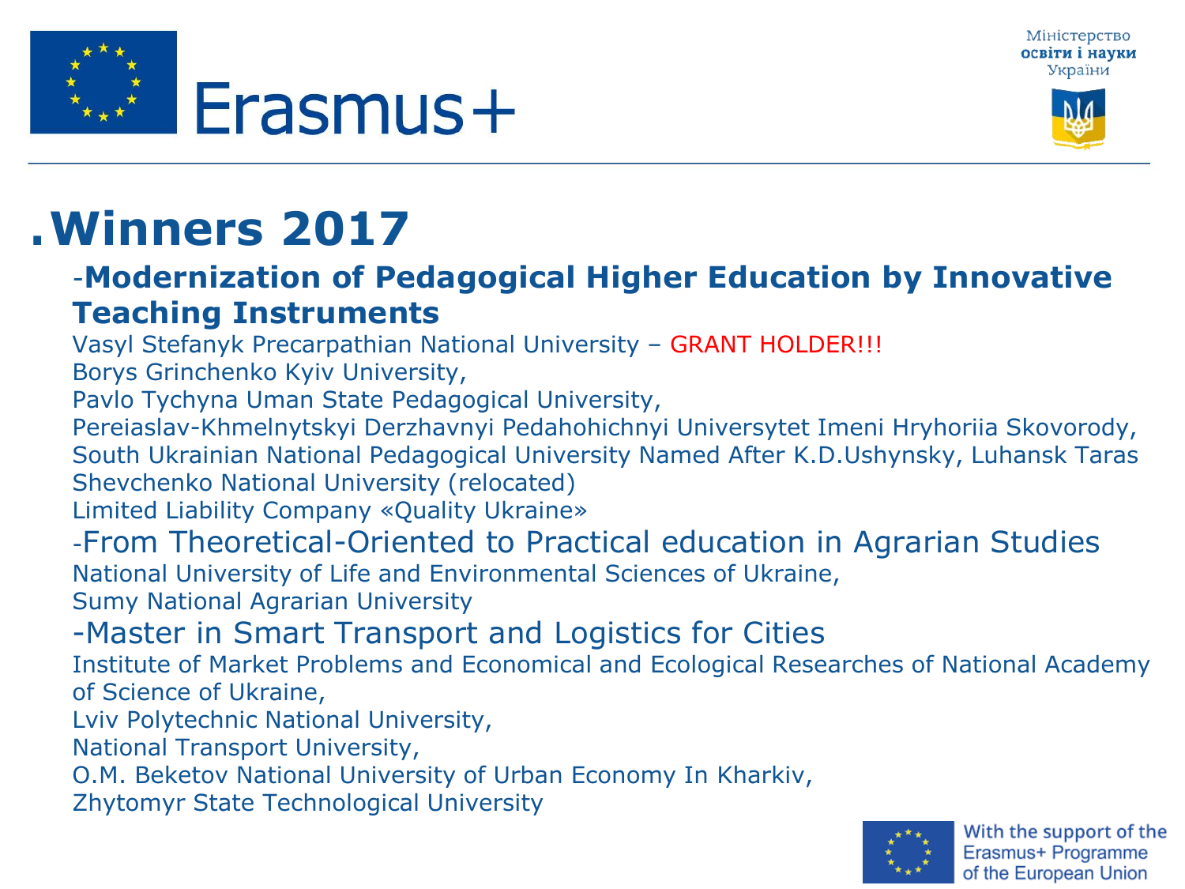Міністерство
**освіти і науки**
України

# .Winners 2017

## -Modernization of Pedagogical Higher Education by Innovative Teaching Instruments

Vasyl Stefanyk Precarpathian National University – GRANT HOLDER!!!
Borys Grinchenko Kyiv University,
Pavlo Tychyna Uman State Pedagogical University,
Pereiaslav-Khmelnytskyi Derzhavnyi Pedahohichnyi Universytet Imeni Hryhoriia Skovorody,
South Ukrainian National Pedagogical University Named After K.D.Ushynsky, Luhansk Taras Shevchenko National University (relocated)
Limited Liability Company «Quality Ukraine»

### -From Theoretical-Oriented to Practical education in Agrarian Studies

National University of Life and Environmental Sciences of Ukraine,
Sumy National Agrarian University

### -Master in Smart Transport and Logistics for Cities

Institute of Market Problems and Economical and Ecological Researches of National Academy of Science of Ukraine,
Lviv Polytechnic National University,
National Transport University,
O.M. Beketov National University of Urban Economy In Kharkiv,
Zhytomyr State Technological University

With the support of the Erasmus+ Programme of the European Union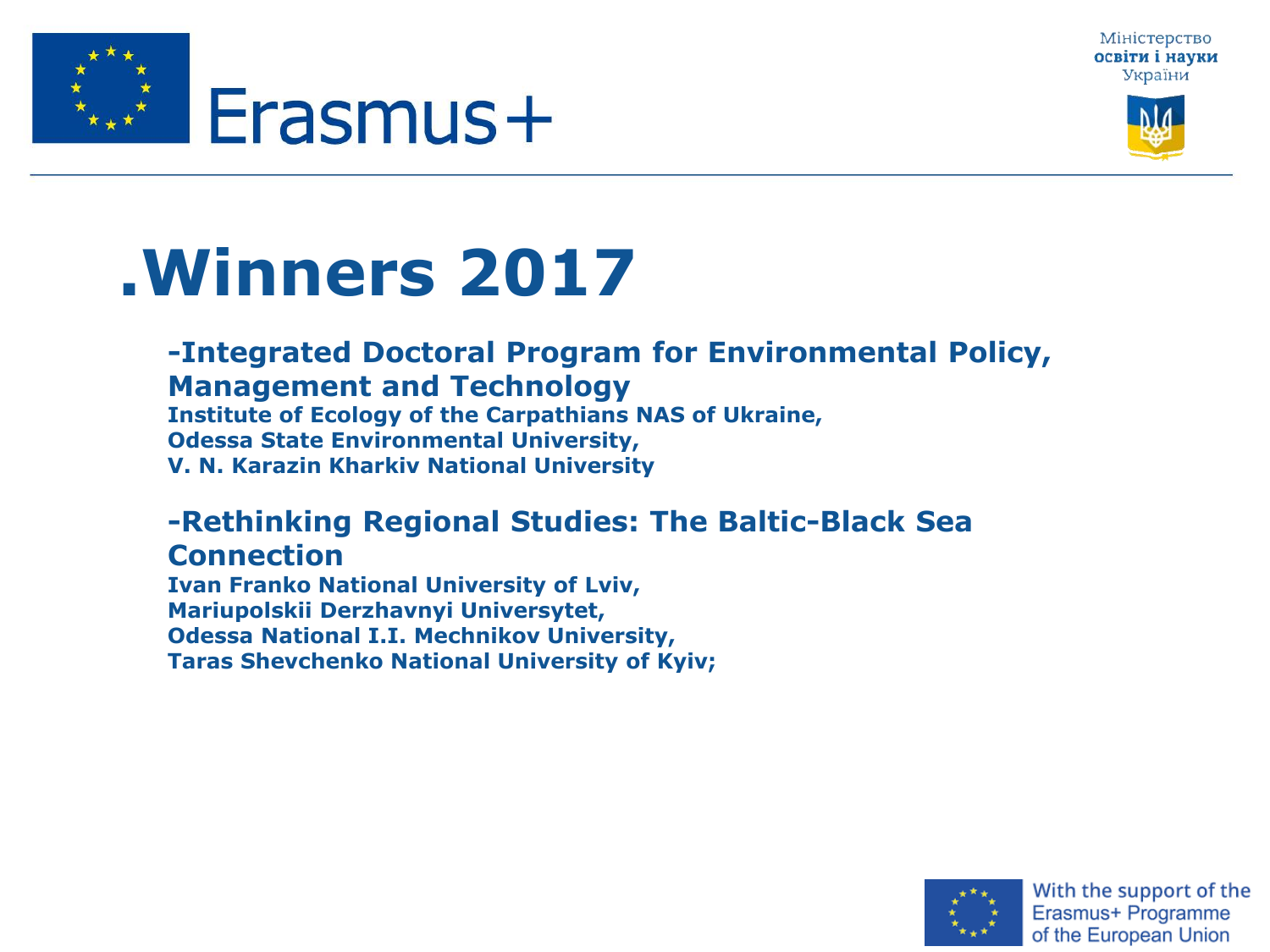# .Winners 2017

**-Integrated Doctoral Program for Environmental Policy, Management and Technology**

**Institute of Ecology of the Carpathians NAS of Ukraine,**
**Odessa State Environmental University,**
**V. N. Karazin Kharkiv National University**

**-Rethinking Regional Studies: The Baltic-Black Sea Connection**

**Ivan Franko National University of Lviv,**
**Mariupolskii Derzhavnyi Universytet,**
**Odessa National I.I. Mechnikov University,**
**Taras Shevchenko National University of Kyiv;**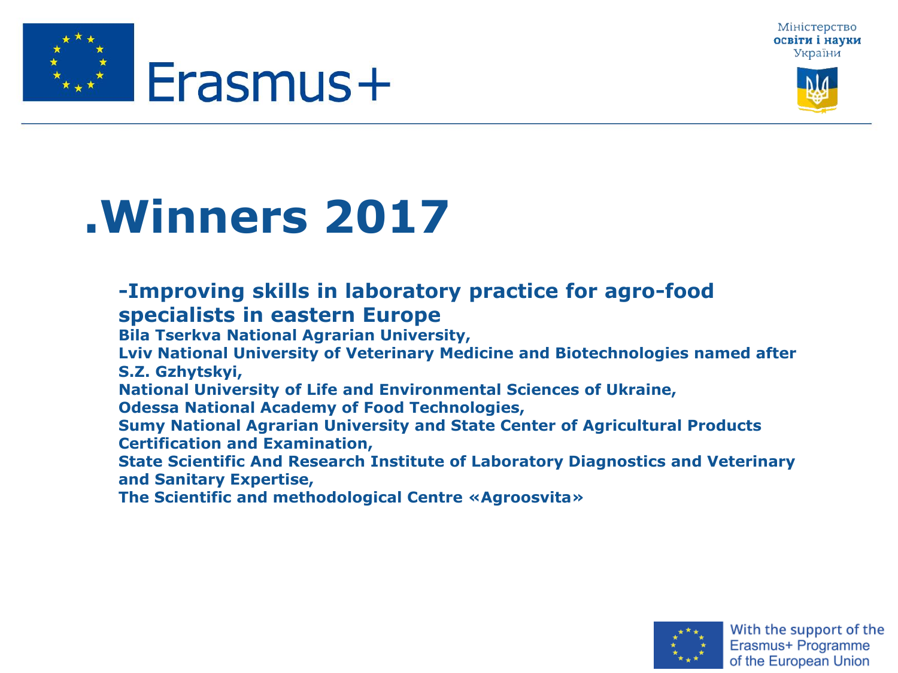# .Winners 2017

**-Improving skills in laboratory practice for agro-food specialists in eastern Europe**

**Bila Tserkva National Agrarian University,**
**Lviv National University of Veterinary Medicine and Biotechnologies named after S.Z. Gzhytskyi,**
**National University of Life and Environmental Sciences of Ukraine,**
**Odessa National Academy of Food Technologies,**
**Sumy National Agrarian University and State Center of Agricultural Products Certification and Examination,**
**State Scientific And Research Institute of Laboratory Diagnostics and Veterinary and Sanitary Expertise,**
**The Scientific and methodological Centre «Agroosvita»**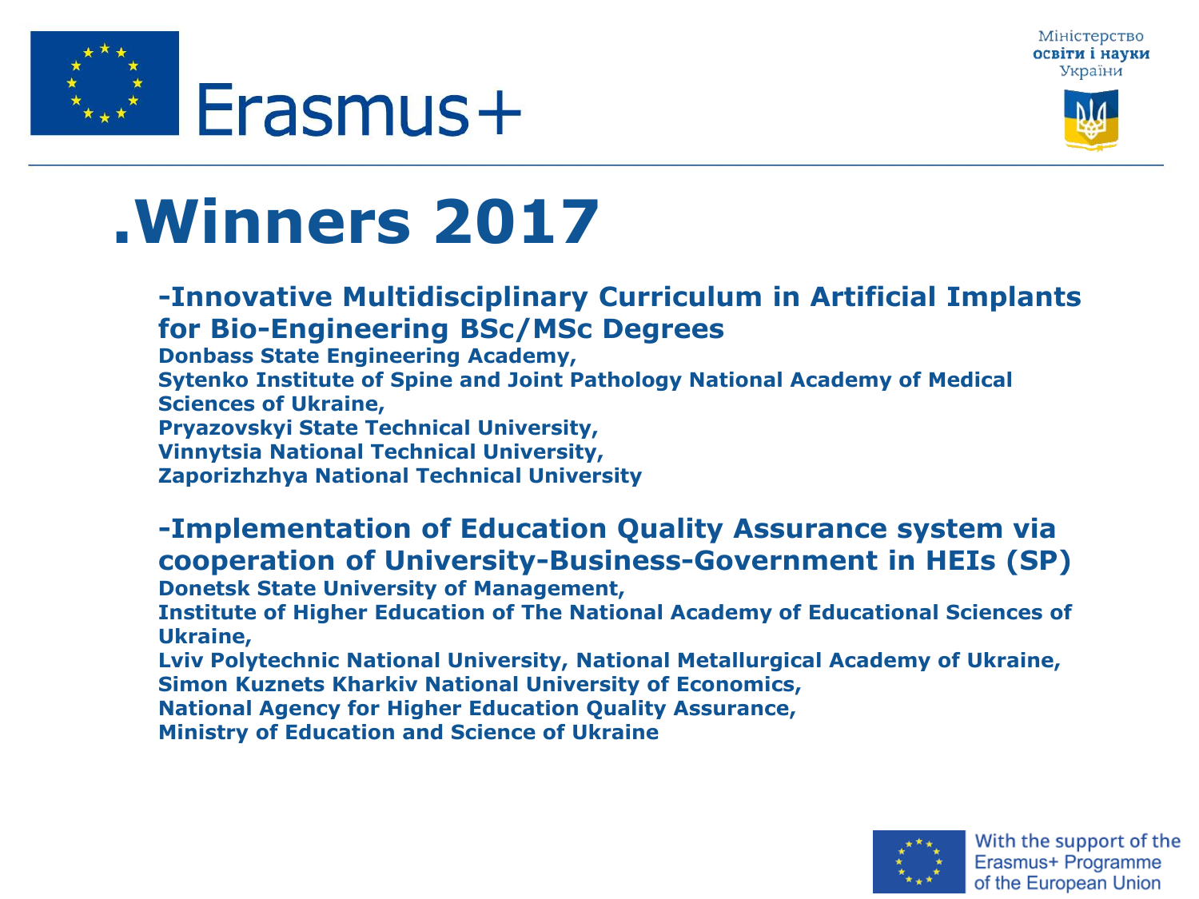# .Winners 2017

## -Innovative Multidisciplinary Curriculum in Artificial Implants for Bio-Engineering BSc/MSc Degrees

**Donbass State Engineering Academy,**
**Sytenko Institute of Spine and Joint Pathology National Academy of Medical Sciences of Ukraine,**
**Pryazovskyi State Technical University,**
**Vinnytsia National Technical University,**
**Zaporizhzhya National Technical University**

## -Implementation of Education Quality Assurance system via cooperation of University-Business-Government in HEIs (SP)

**Donetsk State University of Management,**
**Institute of Higher Education of The National Academy of Educational Sciences of Ukraine,**
**Lviv Polytechnic National University, National Metallurgical Academy of Ukraine,**
**Simon Kuznets Kharkiv National University of Economics,**
**National Agency for Higher Education Quality Assurance,**
**Ministry of Education and Science of Ukraine**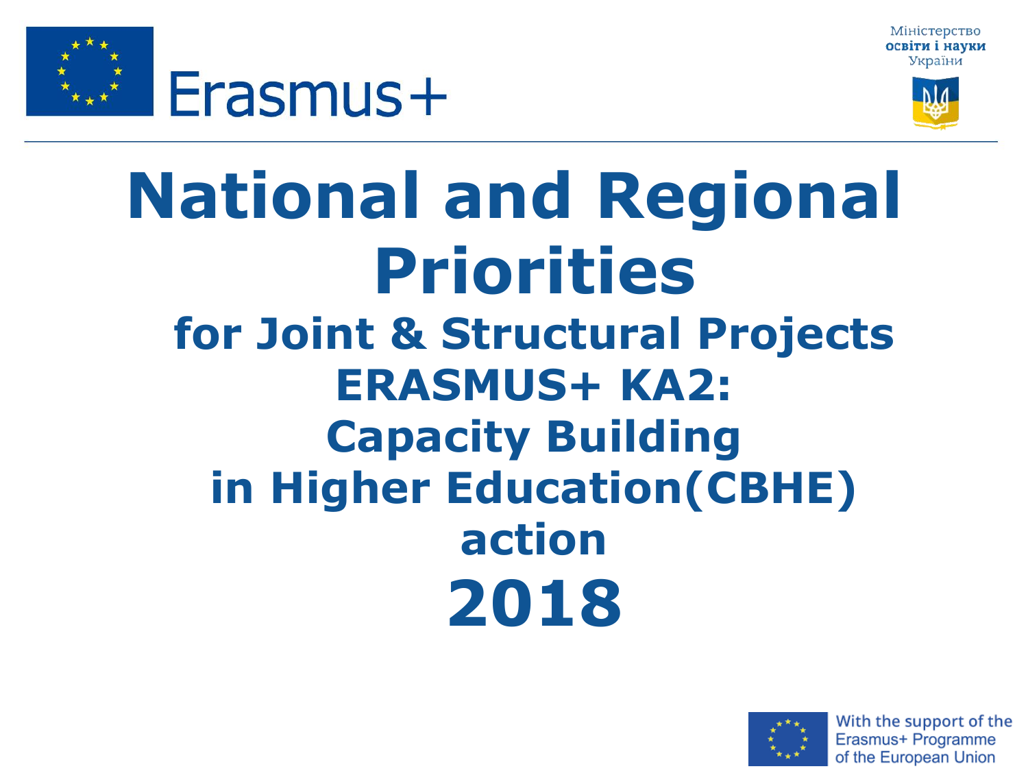Erasmus+

Міністерство
освіти і науки
України

# National and Regional Priorities

## for Joint & Structural Projects ERASMUS+ KA2: Capacity Building in Higher Education(CBHE) action

# 2018

With the support of the Erasmus+ Programme of the European Union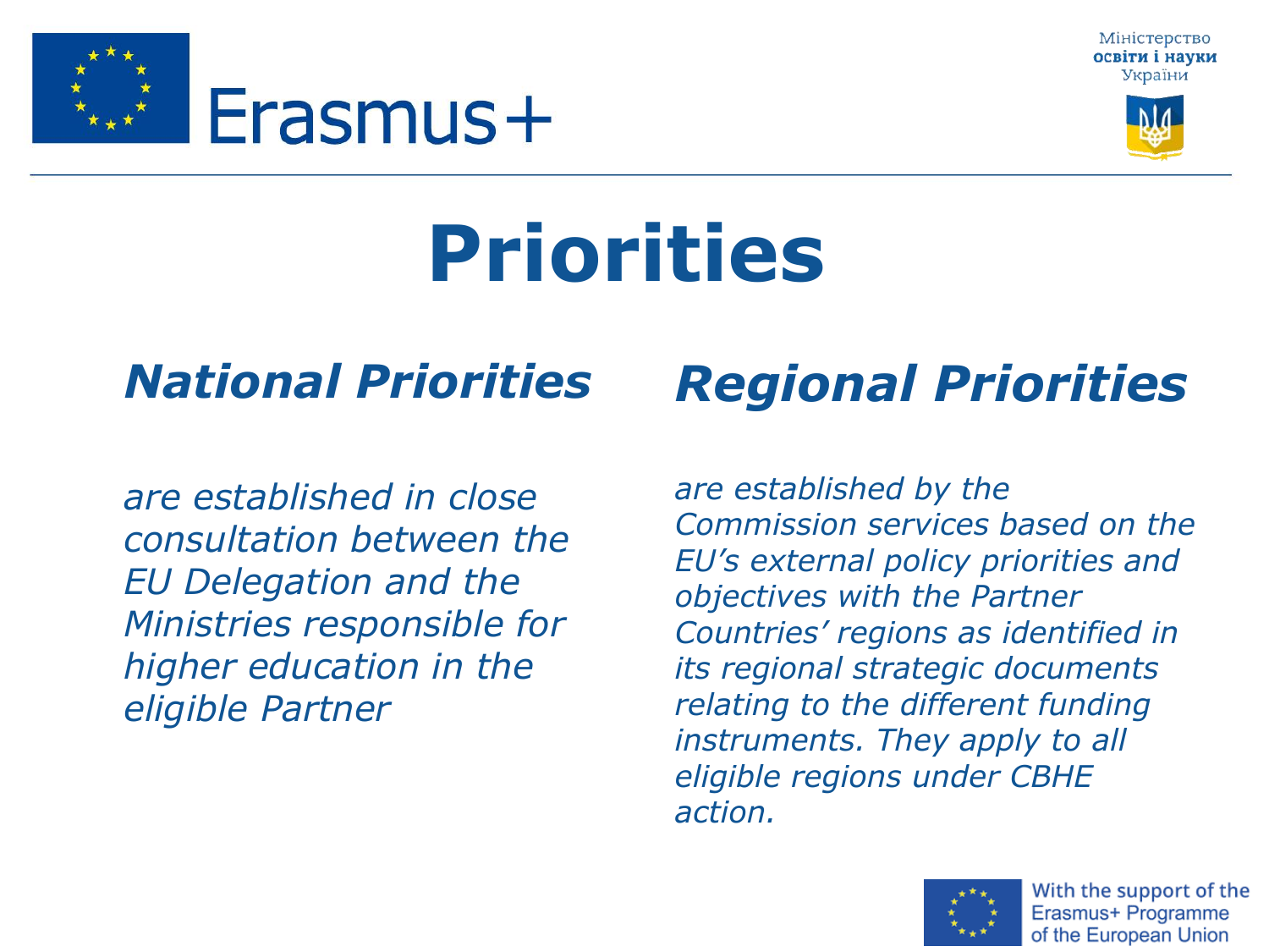# Priorities

## *National Priorities*

*are established in close consultation between the EU Delegation and the Ministries responsible for higher education in the eligible Partner*

## *Regional Priorities*

*are established by the Commission services based on the EU's external policy priorities and objectives with the Partner Countries' regions as identified in its regional strategic documents relating to the different funding instruments. They apply to all eligible regions under CBHE action.*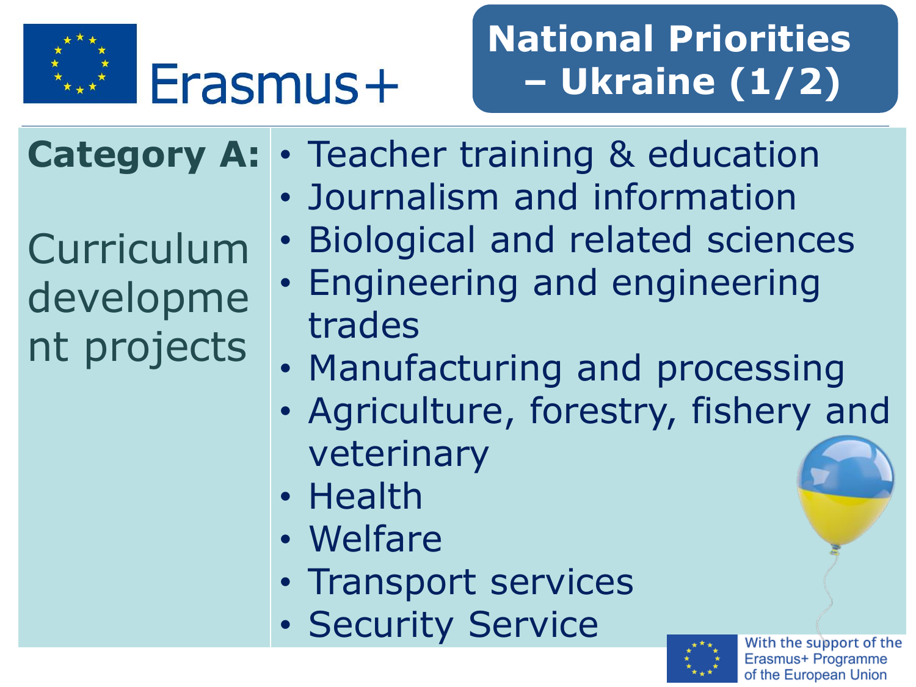# National Priorities – Ukraine (1/2)

| **Category A:** Curriculum development projects | • Teacher training & education<br>• Journalism and information<br>• Biological and related sciences<br>• Engineering and engineering trades<br>• Manufacturing and processing<br>• Agriculture, forestry, fishery and veterinary<br>• Health<br>• Welfare<br>• Transport services<br>• Security Service |
|---|---|

With the support of the Erasmus+ Programme of the European Union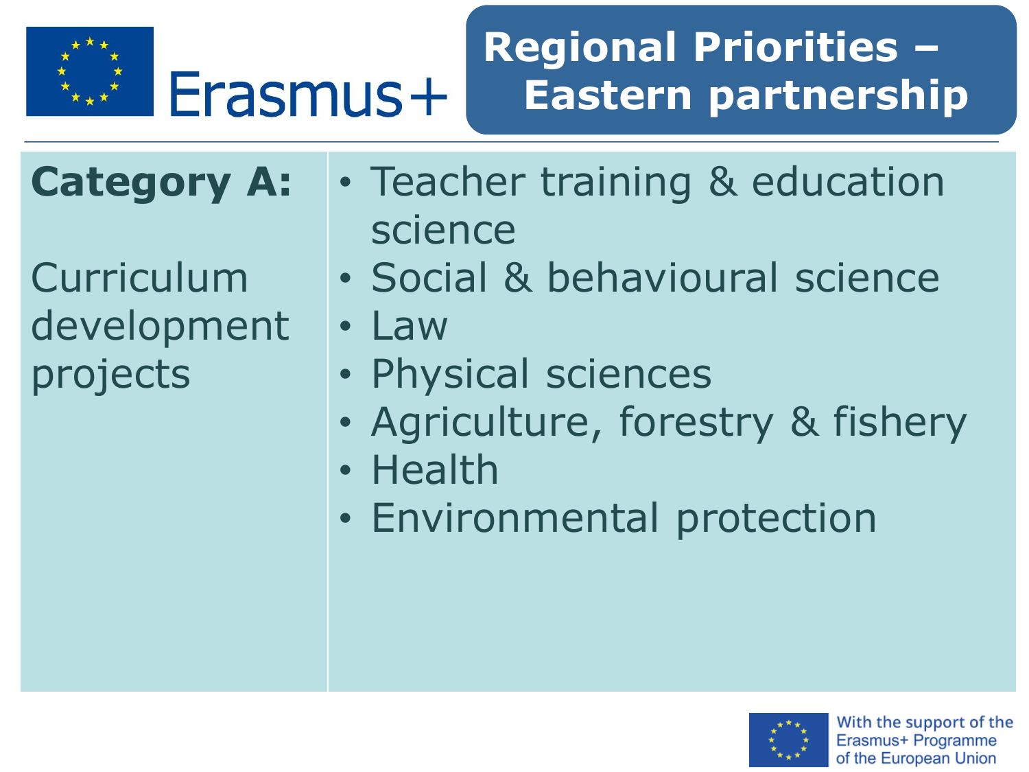# Regional Priorities – Eastern partnership

| **Category A:** Curriculum development projects | • Teacher training & education science<br>• Social & behavioural science<br>• Law<br>• Physical sciences<br>• Agriculture, forestry & fishery<br>• Health<br>• Environmental protection |
| --- | --- |

With the support of the Erasmus+ Programme of the European Union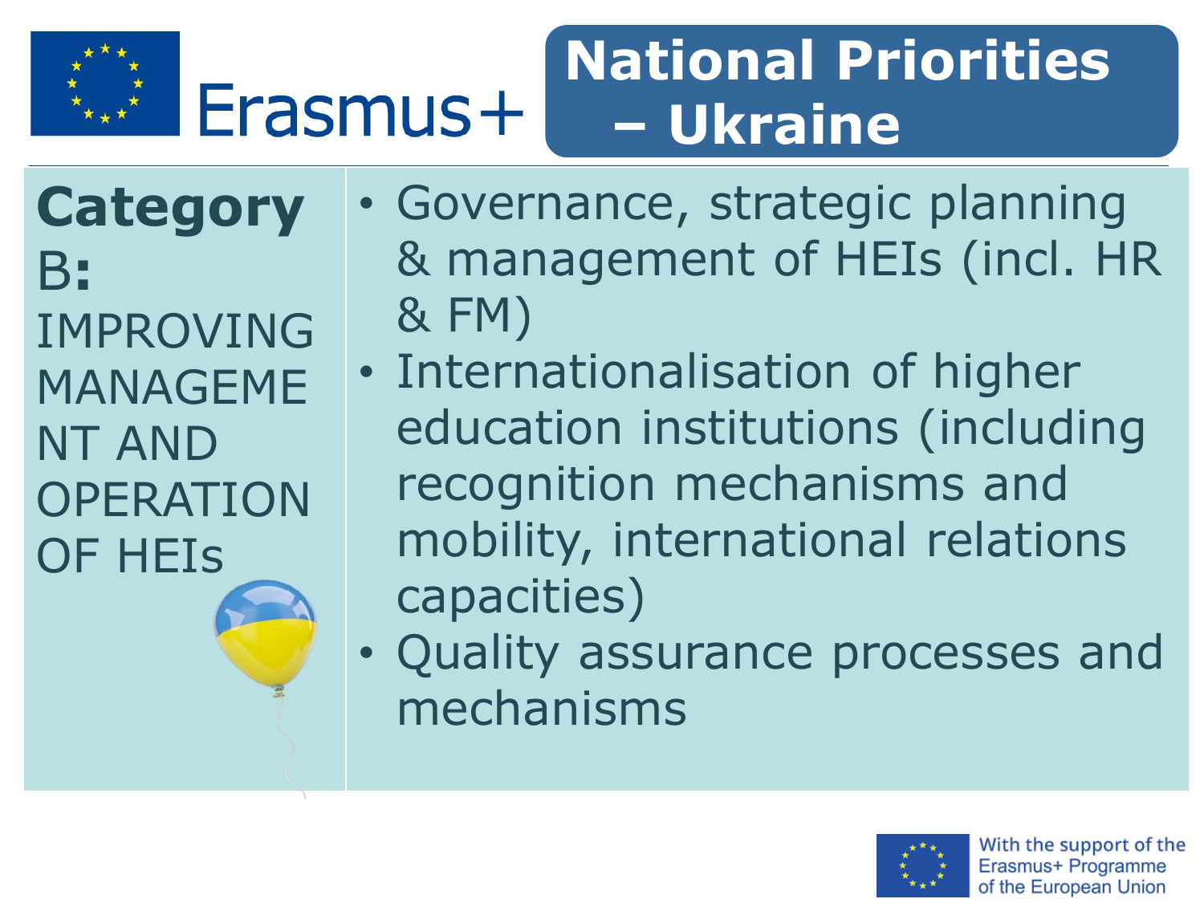# National Priorities – Ukraine

**Category** B: IMPROVING MANAGEMENT AND OPERATION OF HEIs

- Governance, strategic planning & management of HEIs (incl. HR & FM)
- Internationalisation of higher education institutions (including recognition mechanisms and mobility, international relations capacities)
- Quality assurance processes and mechanisms

With the support of the Erasmus+ Programme of the European Union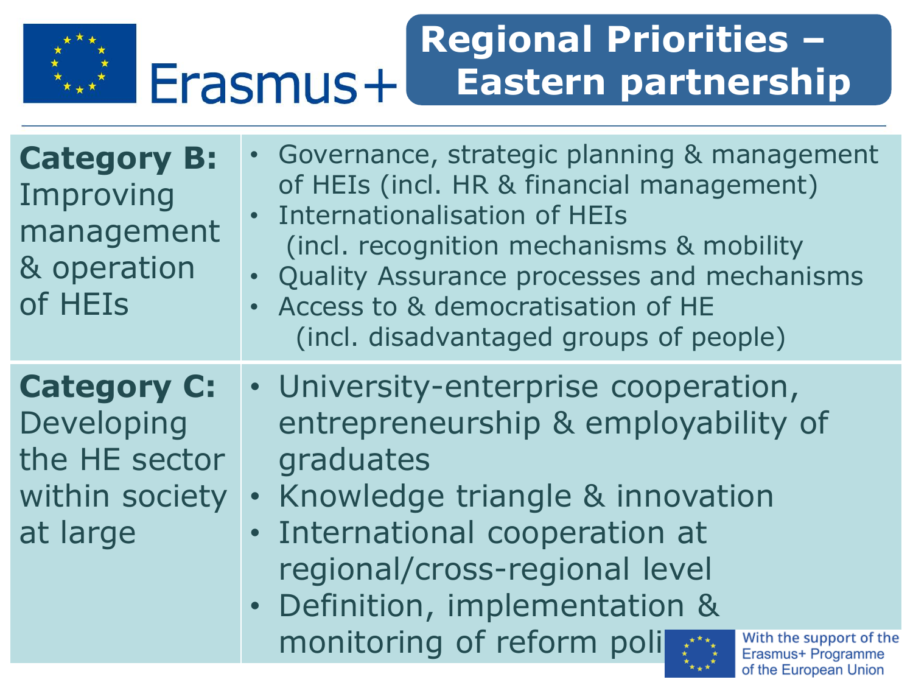# Regional Priorities – Eastern partnership

| | |
|---|---|
| **Category B:** Improving management & operation of HEIs | • Governance, strategic planning & management of HEIs (incl. HR & financial management)<br>• Internationalisation of HEIs (incl. recognition mechanisms & mobility<br>• Quality Assurance processes and mechanisms<br>• Access to & democratisation of HE (incl. disadvantaged groups of people) |
| **Category C:** Developing the HE sector within society at large | • University-enterprise cooperation, entrepreneurship & employability of graduates<br>• Knowledge triangle & innovation<br>• International cooperation at regional/cross-regional level<br>• Definition, implementation & monitoring of reform poli |

With the support of the Erasmus+ Programme of the European Union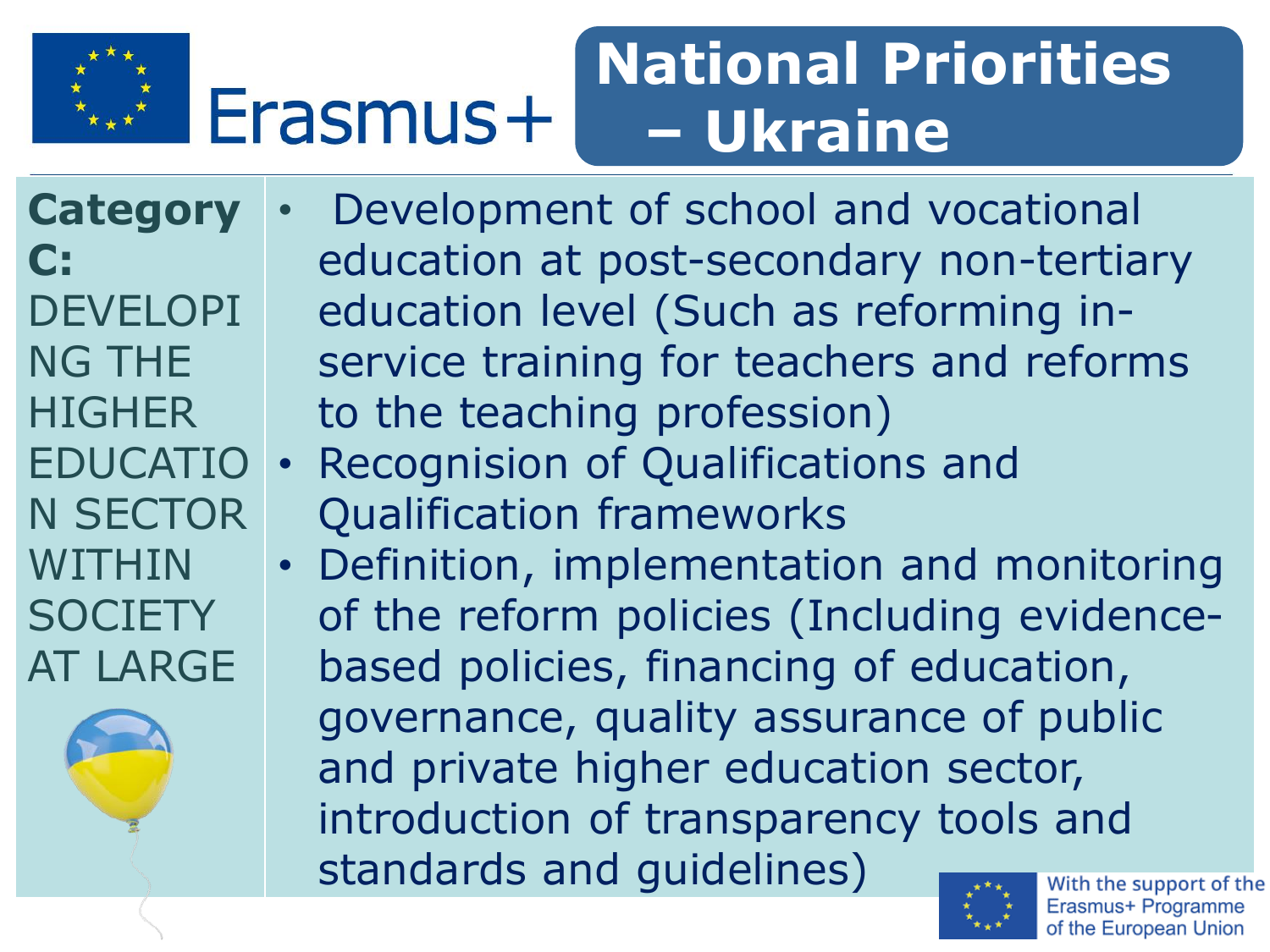# National Priorities – Ukraine

**Category C:** DEVELOPING THE HIGHER EDUCATION SECTOR WITHIN SOCIETY AT LARGE

- Development of school and vocational education at post-secondary non-tertiary education level (Such as reforming in-service training for teachers and reforms to the teaching profession)
- Recognision of Qualifications and Qualification frameworks
- Definition, implementation and monitoring of the reform policies (Including evidence-based policies, financing of education, governance, quality assurance of public and private higher education sector, introduction of transparency tools and standards and guidelines)

With the support of the Erasmus+ Programme of the European Union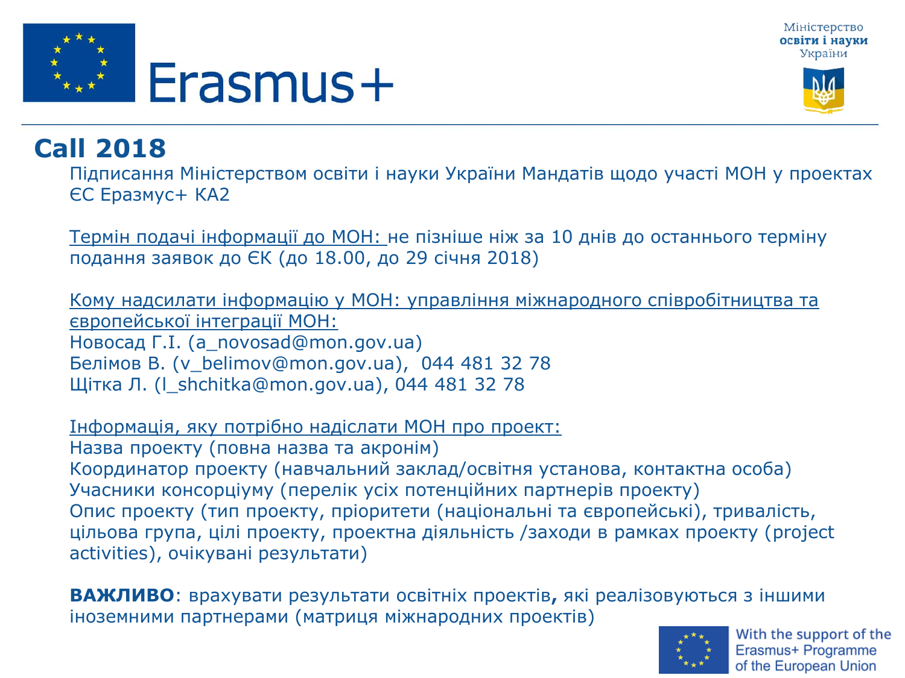## Call 2018

Підписання Міністерством освіти і науки України Мандатів щодо участі МОН у проектах ЄС Еразмус+ КА2

Термін подачі інформації до МОН: не пізніше ніж за 10 днів до останнього терміну подання заявок до ЄК (до 18.00, до 29 січня 2018)

Кому надсилати інформацію у МОН: управління міжнародного співробітництва та європейської інтеграції МОН:
Новосад Г.І. (a_novosad@mon.gov.ua)
Белімов В. (v_belimov@mon.gov.ua), 044 481 32 78
Щітка Л. (l_shchitka@mon.gov.ua), 044 481 32 78

Інформація, яку потрібно надіслати МОН про проект:
Назва проекту (повна назва та акронім)
Координатор проекту (навчальний заклад/освітня установа, контактна особа)
Учасники консорціуму (перелік усіх потенційних партнерів проекту)
Опис проекту (тип проекту, пріоритети (національні та європейські), тривалість, цільова група, цілі проекту, проектна діяльність /заходи в рамках проекту (project activities), очікувані результати)

**ВАЖЛИВО**: врахувати результати освітніх проектів**,** які реалізовуються з іншими іноземними партнерами (матриця міжнародних проектів)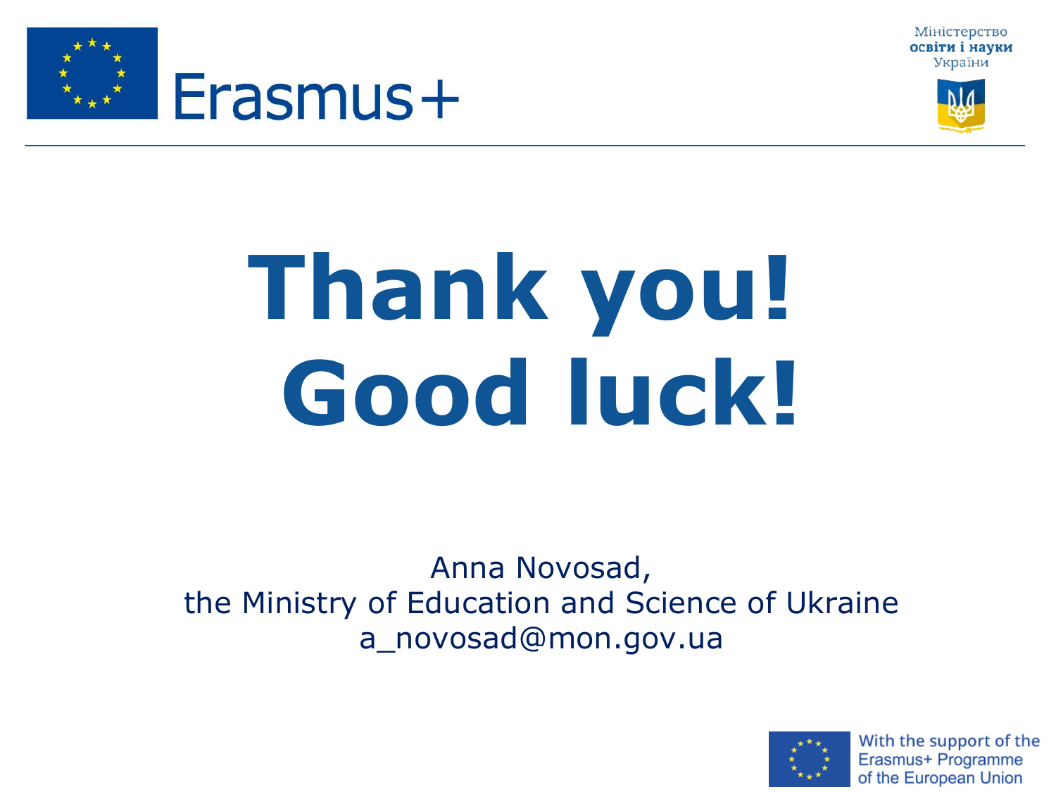Erasmus+

Міністерство
освіти і науки
України

# Thank you!
# Good luck!

Anna Novosad,
the Ministry of Education and Science of Ukraine
a_novosad@mon.gov.ua

With the support of the Erasmus+ Programme of the European Union